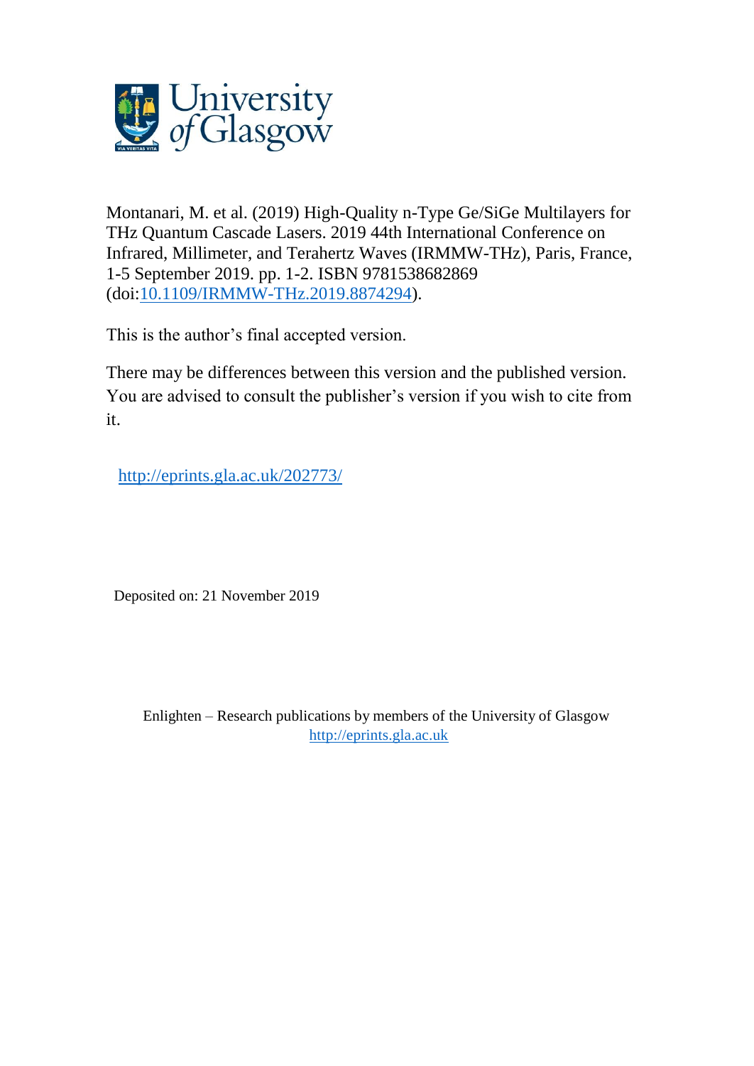University of Glasgow

Montanari, M. et al. (2019) High-Quality n-Type Ge/SiGe Multilayers for THz Quantum Cascade Lasers. 2019 44th International Conference on Infrared, Millimeter, and Terahertz Waves (IRMMW-THz), Paris, France, 1-5 September 2019. pp. 1-2. ISBN 9781538682869 (doi:10.1109/IRMMW-THz.2019.8874294).

This is the author's final accepted version.

There may be differences between this version and the published version. You are advised to consult the publisher's version if you wish to cite from it.

http://eprints.gla.ac.uk/202773/

Deposited on: 21 November 2019

Enlighten – Research publications by members of the University of Glasgow
http://eprints.gla.ac.uk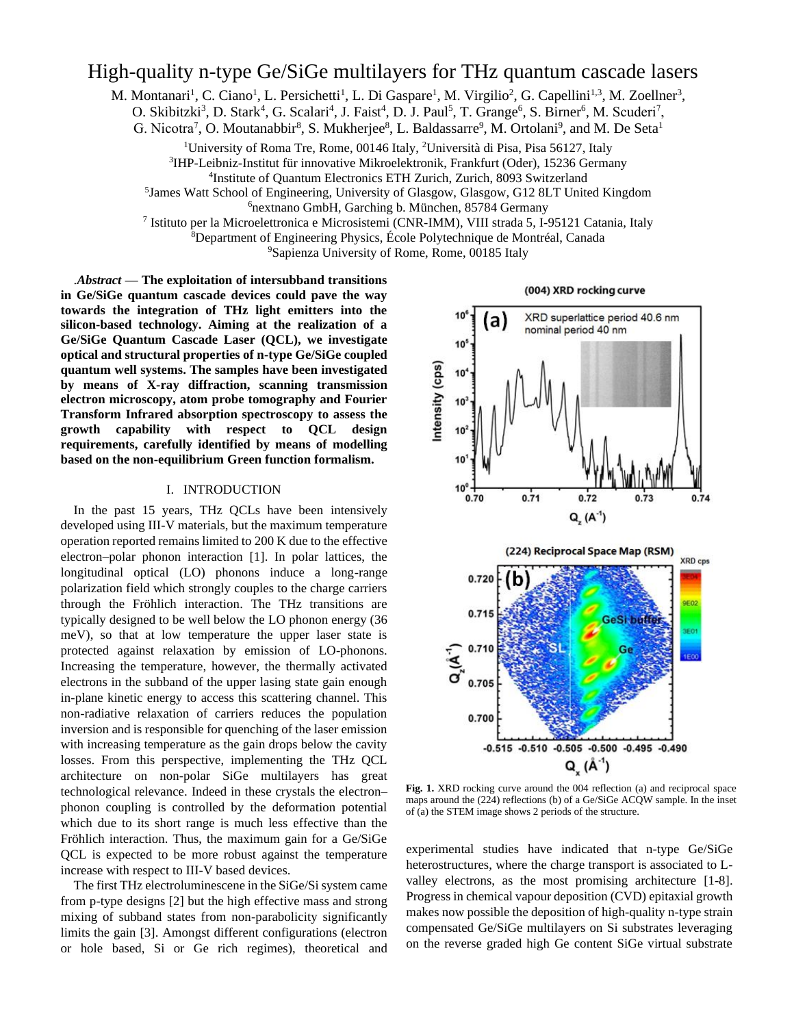# High-quality n-type Ge/SiGe multilayers for THz quantum cascade lasers

M. Montanari[1], C. Ciano[1], L. Persichetti[1], L. Di Gaspare[1], M. Virgilio[2], G. Capellini[1,3], M. Zoellner[3], O. Skibitzki[3], D. Stark[4], G. Scalari[4], J. Faist[4], D. J. Paul[5], T. Grange[6], S. Birner[6], M. Scuderi[7], G. Nicotra[7], O. Moutanabbir[8], S. Mukherjee[8], L. Baldassarre[9], M. Ortolani[9], and M. De Seta[1]

[1]University of Roma Tre, Rome, 00146 Italy, [2]Università di Pisa, Pisa 56127, Italy
[3]IHP-Leibniz-Institut für innovative Mikroelektronik, Frankfurt (Oder), 15236 Germany
[4]Institute of Quantum Electronics ETH Zurich, Zurich, 8093 Switzerland
[5]James Watt School of Engineering, University of Glasgow, Glasgow, G12 8LT United Kingdom
[6]nextnano GmbH, Garching b. München, 85784 Germany
[7] Istituto per la Microelettronica e Microsistemi (CNR-IMM), VIII strada 5, I-95121 Catania, Italy
[8]Department of Engineering Physics, École Polytechnique de Montréal, Canada
[9]Sapienza University of Rome, Rome, 00185 Italy

.*Abstract* **— The exploitation of intersubband transitions in Ge/SiGe quantum cascade devices could pave the way towards the integration of THz light emitters into the silicon-based technology. Aiming at the realization of a Ge/SiGe Quantum Cascade Laser (QCL), we investigate optical and structural properties of n-type Ge/SiGe coupled quantum well systems. The samples have been investigated by means of X-ray diffraction, scanning transmission electron microscopy, atom probe tomography and Fourier Transform Infrared absorption spectroscopy to assess the growth capability with respect to QCL design requirements, carefully identified by means of modelling based on the non-equilibrium Green function formalism.**

## I. INTRODUCTION

In the past 15 years, THz QCLs have been intensively developed using III-V materials, but the maximum temperature operation reported remains limited to 200 K due to the effective electron–polar phonon interaction [1]. In polar lattices, the longitudinal optical (LO) phonons induce a long-range polarization field which strongly couples to the charge carriers through the Fröhlich interaction. The THz transitions are typically designed to be well below the LO phonon energy (36 meV), so that at low temperature the upper laser state is protected against relaxation by emission of LO-phonons. Increasing the temperature, however, the thermally activated electrons in the subband of the upper lasing state gain enough in-plane kinetic energy to access this scattering channel. This non-radiative relaxation of carriers reduces the population inversion and is responsible for quenching of the laser emission with increasing temperature as the gain drops below the cavity losses. From this perspective, implementing the THz QCL architecture on non-polar SiGe multilayers has great technological relevance. Indeed in these crystals the electron–phonon coupling is controlled by the deformation potential which due to its short range is much less effective than the Fröhlich interaction. Thus, the maximum gain for a Ge/SiGe QCL is expected to be more robust against the temperature increase with respect to III-V based devices.

The first THz electroluminescene in the SiGe/Si system came from p-type designs [2] but the high effective mass and strong mixing of subband states from non-parabolicity significantly limits the gain [3]. Amongst different configurations (electron or hole based, Si or Ge rich regimes), theoretical and experimental studies have indicated that n-type Ge/SiGe heterostructures, where the charge transport is associated to L-valley electrons, as the most promising architecture [1-8]. Progress in chemical vapour deposition (CVD) epitaxial growth makes now possible the deposition of high-quality n-type strain compensated Ge/SiGe multilayers on Si substrates leveraging on the reverse graded high Ge content SiGe virtual substrate

**Fig. 1.** XRD rocking curve around the 004 reflection (a) and reciprocal space maps around the (224) reflections (b) of a Ge/SiGe ACQW sample. In the inset of (a) the STEM image shows 2 periods of the structure.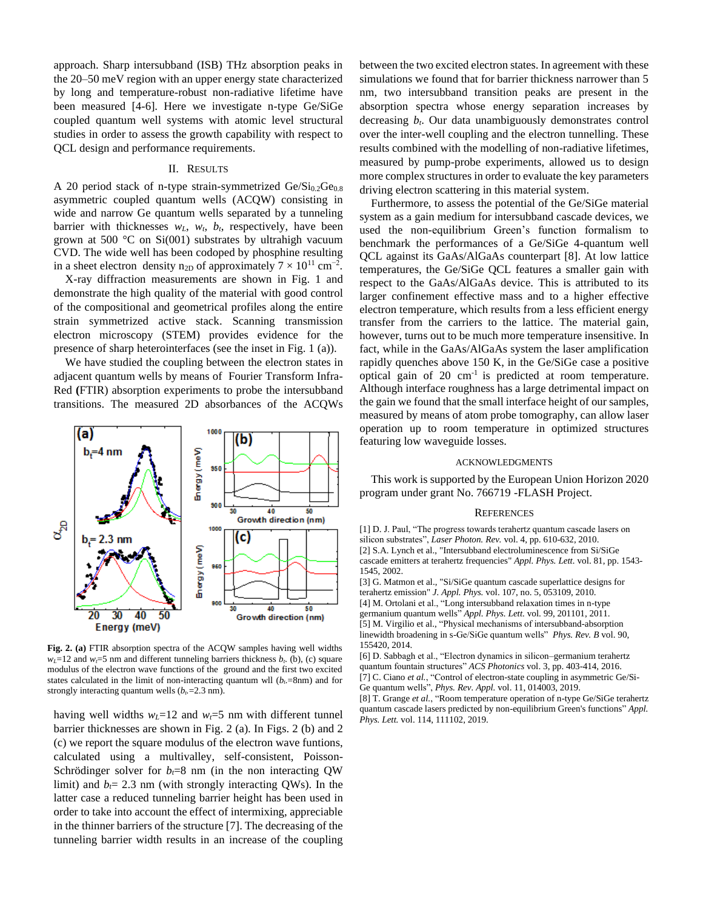approach. Sharp intersubband (ISB) THz absorption peaks in the 20–50 meV region with an upper energy state characterized by long and temperature-robust non-radiative lifetime have been measured [4-6]. Here we investigate n-type Ge/SiGe coupled quantum well systems with atomic level structural studies in order to assess the growth capability with respect to QCL design and performance requirements.

## II. Results

A 20 period stack of n-type strain-symmetrized $Ge/Si_{0.2}Ge_{0.8}$ asymmetric coupled quantum wells (ACQW) consisting in wide and narrow Ge quantum wells separated by a tunneling barrier with thicknesses $w_L$, $w_t$, $b_t$, respectively, have been grown at 500 °C on Si(001) substrates by ultrahigh vacuum CVD. The wide well has been codoped by phosphine resulting in a sheet electron density $n_{2D}$ of approximately $7 \times 10^{11}$ cm$^{-2}$.

X-ray diffraction measurements are shown in Fig. 1 and demonstrate the high quality of the material with good control of the compositional and geometrical profiles along the entire strain symmetrized active stack. Scanning transmission electron microscopy (STEM) provides evidence for the presence of sharp heterointerfaces (see the inset in Fig. 1 (a)).

We have studied the coupling between the electron states in adjacent quantum wells by means of Fourier Transform Infra-Red (FTIR) absorption experiments to probe the intersubband transitions. The measured 2D absorbances of the ACQWs

(a)
$b_t$=4 nm
$b_t$= 2.3 nm
$\alpha_{2D}$
20 30 40 50
Energy (meV)

(b)
1000
950
900
Energy ( meV)
30 40 50
Growth direction (nm)

(c)
1000
950
900
Energy (meV)
30 40 50
Growth direction (nm)

**Fig. 2. (a)** FTIR absorption spectra of the ACQW samples having well widths $w_L$=12 and $w_t$=5 nm and different tunneling barriers thickness $b_t$. (b), (c) square modulus of the electron wave functions of the ground and the first two excited states calculated in the limit of non-interacting quantum wll ($b_t$=8nm) and for strongly interacting quantum wells ($b_t$=2.3 nm).

having well widths $w_L$=12 and $w_t$=5 nm with different tunnel barrier thicknesses are shown in Fig. 2 (a). In Figs. 2 (b) and 2 (c) we report the square modulus of the electron wave funtions, calculated using a multivalley, self-consistent, Poisson-Schrödinger solver for $b_t$=8 nm (in the non interacting QW limit) and $b_t$= 2.3 nm (with strongly interacting QWs). In the latter case a reduced tunneling barrier height has been used in order to take into account the effect of intermixing, appreciable in the thinner barriers of the structure [7]. The decreasing of the tunneling barrier width results in an increase of the coupling between the two excited electron states. In agreement with these simulations we found that for barrier thickness narrower than 5 nm, two intersubband transition peaks are present in the absorption spectra whose energy separation increases by decreasing $b_t$. Our data unambiguously demonstrates control over the inter-well coupling and the electron tunnelling. These results combined with the modelling of non-radiative lifetimes, measured by pump-probe experiments, allowed us to design more complex structures in order to evaluate the key parameters driving electron scattering in this material system.

Furthermore, to assess the potential of the Ge/SiGe material system as a gain medium for intersubband cascade devices, we used the non-equilibrium Green's function formalism to benchmark the performances of a Ge/SiGe 4-quantum well QCL against its GaAs/AlGaAs counterpart [8]. At low lattice temperatures, the Ge/SiGe QCL features a smaller gain with respect to the GaAs/AlGaAs device. This is attributed to its larger confinement effective mass and to a higher effective electron temperature, which results from a less efficient energy transfer from the carriers to the lattice. The material gain, however, turns out to be much more temperature insensitive. In fact, while in the GaAs/AlGaAs system the laser amplification rapidly quenches above 150 K, in the Ge/SiGe case a positive optical gain of 20 cm$^{-1}$ is predicted at room temperature. Although interface roughness has a large detrimental impact on the gain we found that the small interface height of our samples, measured by means of atom probe tomography, can allow laser operation up to room temperature in optimized structures featuring low waveguide losses.

## Acknowledgments

This work is supported by the European Union Horizon 2020 program under grant No. 766719 -FLASH Project.

## References

[1] D. J. Paul, "The progress towards terahertz quantum cascade lasers on silicon substrates", *Laser Photon. Rev.* vol. 4, pp. 610-632, 2010.
[2] S.A. Lynch et al., "Intersubband electroluminescence from Si/SiGe cascade emitters at terahertz frequencies" *Appl. Phys. Lett.* vol. 81, pp. 1543-1545, 2002.
[3] G. Matmon et al., "Si/SiGe quantum cascade superlattice designs for terahertz emission" *J. Appl. Phys.* vol. 107, no. 5, 053109, 2010.
[4] M. Ortolani et al., "Long intersubband relaxation times in n-type germanium quantum wells" *Appl. Phys. Lett.* vol. 99, 201101, 2011.
[5] M. Virgilio et al., "Physical mechanisms of intersubband-absorption linewidth broadening in s-Ge/SiGe quantum wells" *Phys. Rev. B* vol. 90, 155420, 2014.
[6] D. Sabbagh et al., "Electron dynamics in silicon–germanium terahertz quantum fountain structures" *ACS Photonics* vol. 3, pp. 403-414, 2016.
[7] C. Ciano *et al.*, "Control of electron-state coupling in asymmetric Ge/Si-Ge quantum wells", *Phys. Rev. Appl.* vol. 11, 014003, 2019.
[8] T. Grange *et al.*, "Room temperature operation of n-type Ge/SiGe terahertz quantum cascade lasers predicted by non-equilibrium Green's functions" *Appl. Phys. Lett.* vol. 114, 111102, 2019.